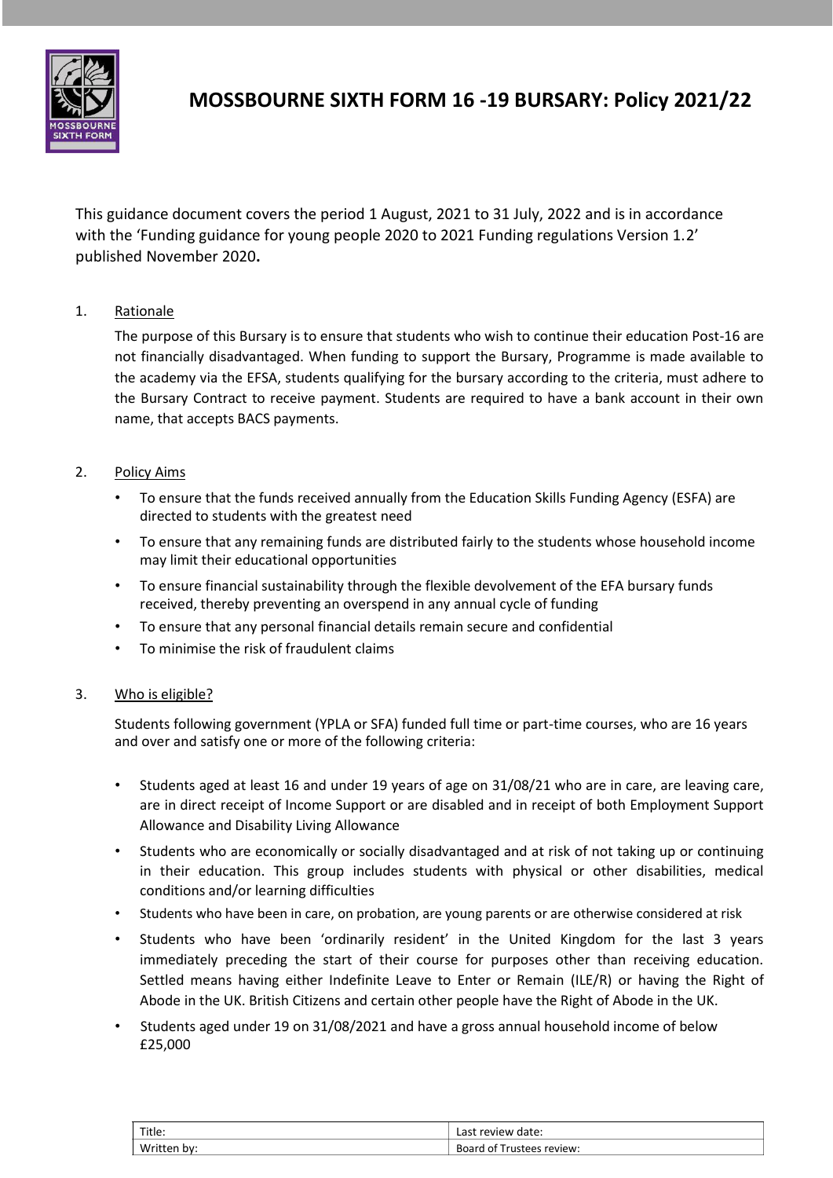# MOSSBOURNE SIXTH FORM 16 -19 BURSARY: Policy 2021/22

This guidance document covers the period 1 August, 2021 to 31 July, 2022 and is in accordance with the 'Funding guidance for young people 2020 to 2021 Funding regulations Version 1.2' published November 2020**.**

1. Rationale

   The purpose of this Bursary is to ensure that students who wish to continue their education Post-16 are not financially disadvantaged. When funding to support the Bursary, Programme is made available to the academy via the EFSA, students qualifying for the bursary according to the criteria, must adhere to the Bursary Contract to receive payment. Students are required to have a bank account in their own name, that accepts BACS payments.

2. Policy Aims

   - To ensure that the funds received annually from the Education Skills Funding Agency (ESFA) are directed to students with the greatest need
   - To ensure that any remaining funds are distributed fairly to the students whose household income may limit their educational opportunities
   - To ensure financial sustainability through the flexible devolvement of the EFA bursary funds received, thereby preventing an overspend in any annual cycle of funding
   - To ensure that any personal financial details remain secure and confidential
   - To minimise the risk of fraudulent claims

3. Who is eligible?

   Students following government (YPLA or SFA) funded full time or part-time courses, who are 16 years and over and satisfy one or more of the following criteria:

   - Students aged at least 16 and under 19 years of age on 31/08/21 who are in care, are leaving care, are in direct receipt of Income Support or are disabled and in receipt of both Employment Support Allowance and Disability Living Allowance
   - Students who are economically or socially disadvantaged and at risk of not taking up or continuing in their education. This group includes students with physical or other disabilities, medical conditions and/or learning difficulties
   - Students who have been in care, on probation, are young parents or are otherwise considered at risk
   - Students who have been 'ordinarily resident' in the United Kingdom for the last 3 years immediately preceding the start of their course for purposes other than receiving education. Settled means having either Indefinite Leave to Enter or Remain (ILE/R) or having the Right of Abode in the UK. British Citizens and certain other people have the Right of Abode in the UK.
   - Students aged under 19 on 31/08/2021 and have a gross annual household income of below £25,000

| Title: | Last review date: |
| --- | --- |
| Written by: | Board of Trustees review: |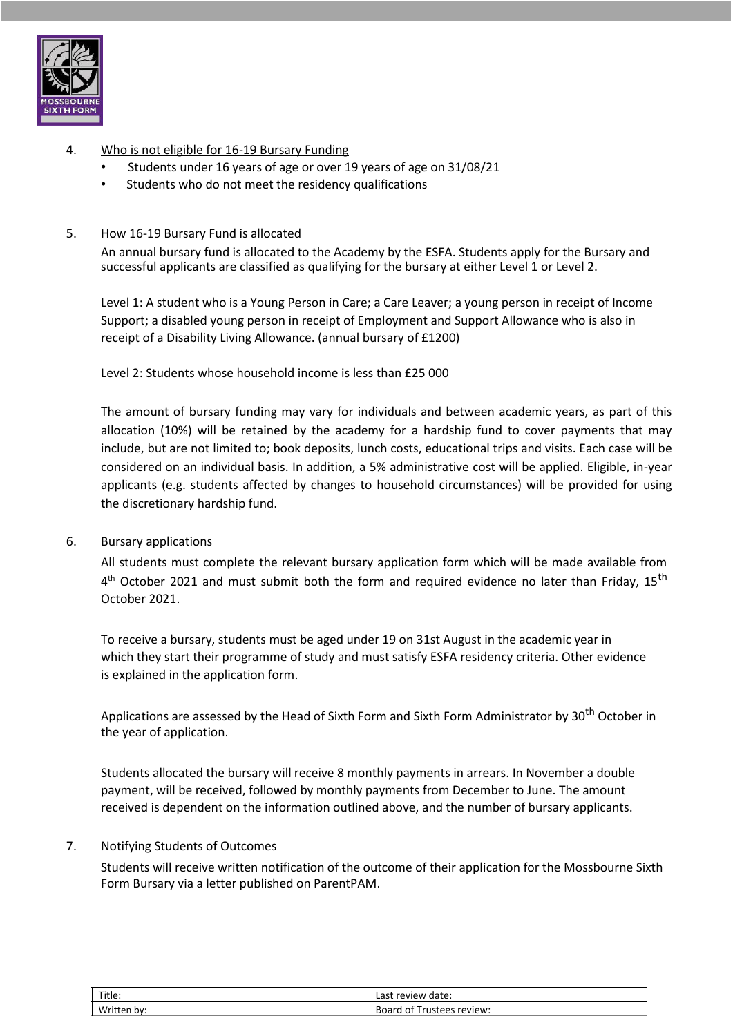4. Who is not eligible for 16-19 Bursary Funding
   - Students under 16 years of age or over 19 years of age on 31/08/21
   - Students who do not meet the residency qualifications

5. How 16-19 Bursary Fund is allocated

   An annual bursary fund is allocated to the Academy by the ESFA. Students apply for the Bursary and successful applicants are classified as qualifying for the bursary at either Level 1 or Level 2.

   Level 1: A student who is a Young Person in Care; a Care Leaver; a young person in receipt of Income Support; a disabled young person in receipt of Employment and Support Allowance who is also in receipt of a Disability Living Allowance. (annual bursary of £1200)

   Level 2: Students whose household income is less than £25 000

   The amount of bursary funding may vary for individuals and between academic years, as part of this allocation (10%) will be retained by the academy for a hardship fund to cover payments that may include, but are not limited to; book deposits, lunch costs, educational trips and visits. Each case will be considered on an individual basis. In addition, a 5% administrative cost will be applied. Eligible, in-year applicants (e.g. students affected by changes to household circumstances) will be provided for using the discretionary hardship fund.

6. Bursary applications

   All students must complete the relevant bursary application form which will be made available from 4th October 2021 and must submit both the form and required evidence no later than Friday, 15th October 2021.

   To receive a bursary, students must be aged under 19 on 31st August in the academic year in which they start their programme of study and must satisfy ESFA residency criteria. Other evidence is explained in the application form.

   Applications are assessed by the Head of Sixth Form and Sixth Form Administrator by 30th October in the year of application.

   Students allocated the bursary will receive 8 monthly payments in arrears. In November a double payment, will be received, followed by monthly payments from December to June. The amount received is dependent on the information outlined above, and the number of bursary applicants.

7. Notifying Students of Outcomes

   Students will receive written notification of the outcome of their application for the Mossbourne Sixth Form Bursary via a letter published on ParentPAM.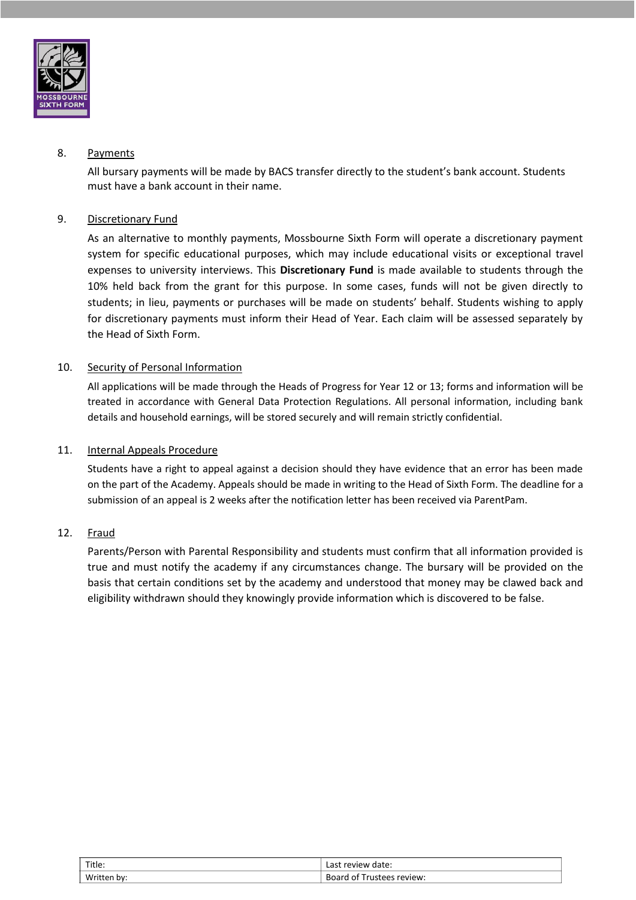8. <u>Payments</u>

All bursary payments will be made by BACS transfer directly to the student's bank account. Students must have a bank account in their name.

9. <u>Discretionary Fund</u>

As an alternative to monthly payments, Mossbourne Sixth Form will operate a discretionary payment system for specific educational purposes, which may include educational visits or exceptional travel expenses to university interviews. This **Discretionary Fund** is made available to students through the 10% held back from the grant for this purpose. In some cases, funds will not be given directly to students; in lieu, payments or purchases will be made on students' behalf. Students wishing to apply for discretionary payments must inform their Head of Year. Each claim will be assessed separately by the Head of Sixth Form.

10. <u>Security of Personal Information</u>

All applications will be made through the Heads of Progress for Year 12 or 13; forms and information will be treated in accordance with General Data Protection Regulations. All personal information, including bank details and household earnings, will be stored securely and will remain strictly confidential.

11. <u>Internal Appeals Procedure</u>

Students have a right to appeal against a decision should they have evidence that an error has been made on the part of the Academy. Appeals should be made in writing to the Head of Sixth Form. The deadline for a submission of an appeal is 2 weeks after the notification letter has been received via ParentPam.

12. <u>Fraud</u>

Parents/Person with Parental Responsibility and students must confirm that all information provided is true and must notify the academy if any circumstances change. The bursary will be provided on the basis that certain conditions set by the academy and understood that money may be clawed back and eligibility withdrawn should they knowingly provide information which is discovered to be false.